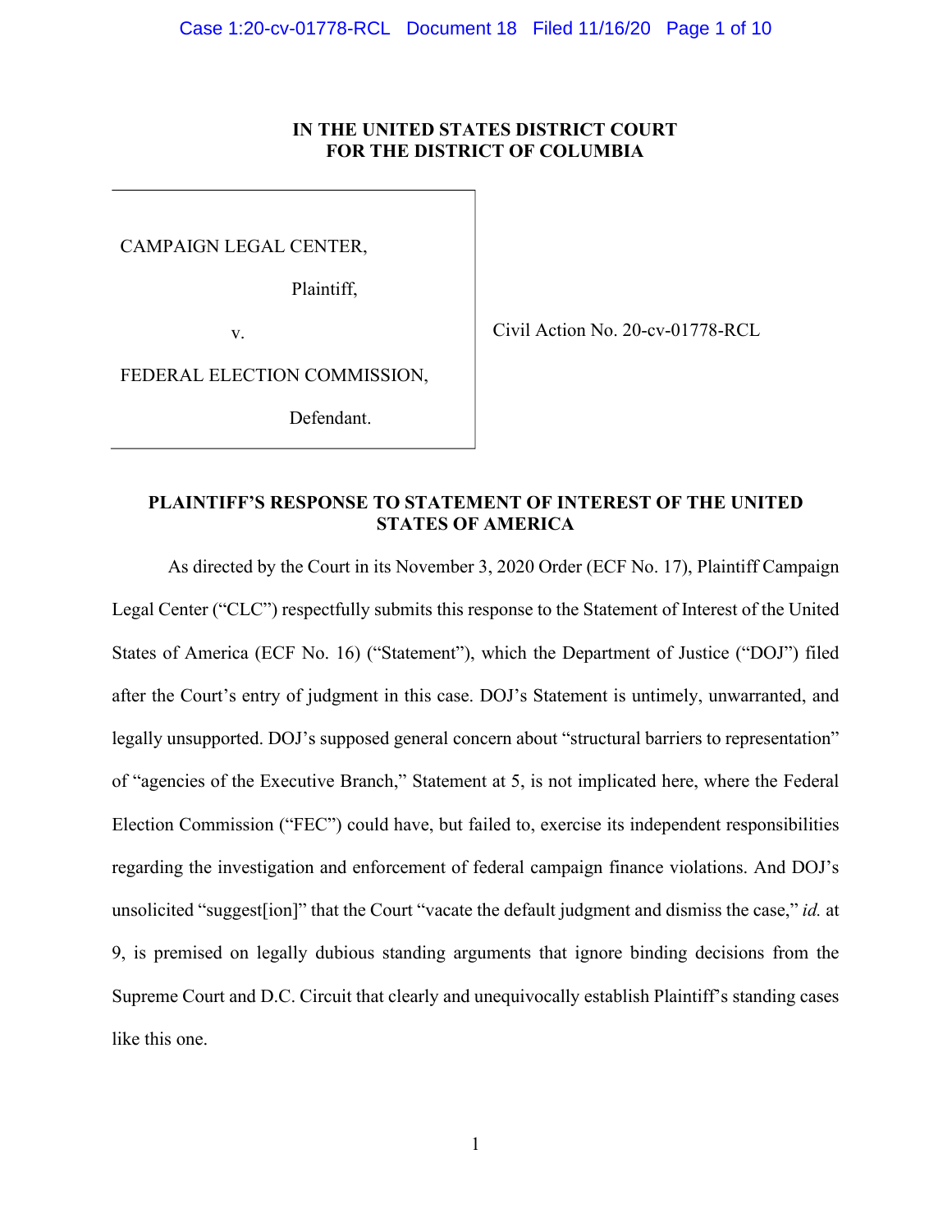**IN THE UNITED STATES DISTRICT COURT**
**FOR THE DISTRICT OF COLUMBIA**

| | |
|---|---|
| CAMPAIGN LEGAL CENTER,<br><br>Plaintiff,<br><br>v.<br><br>FEDERAL ELECTION COMMISSION,<br><br>Defendant. | Civil Action No. 20-cv-01778-RCL |

**PLAINTIFF'S RESPONSE TO STATEMENT OF INTEREST OF THE UNITED STATES OF AMERICA**

As directed by the Court in its November 3, 2020 Order (ECF No. 17), Plaintiff Campaign Legal Center ("CLC") respectfully submits this response to the Statement of Interest of the United States of America (ECF No. 16) ("Statement"), which the Department of Justice ("DOJ") filed after the Court's entry of judgment in this case. DOJ's Statement is untimely, unwarranted, and legally unsupported. DOJ's supposed general concern about "structural barriers to representation" of "agencies of the Executive Branch," Statement at 5, is not implicated here, where the Federal Election Commission ("FEC") could have, but failed to, exercise its independent responsibilities regarding the investigation and enforcement of federal campaign finance violations. And DOJ's unsolicited "suggest[ion]" that the Court "vacate the default judgment and dismiss the case," *id.* at 9, is premised on legally dubious standing arguments that ignore binding decisions from the Supreme Court and D.C. Circuit that clearly and unequivocally establish Plaintiff's standing cases like this one.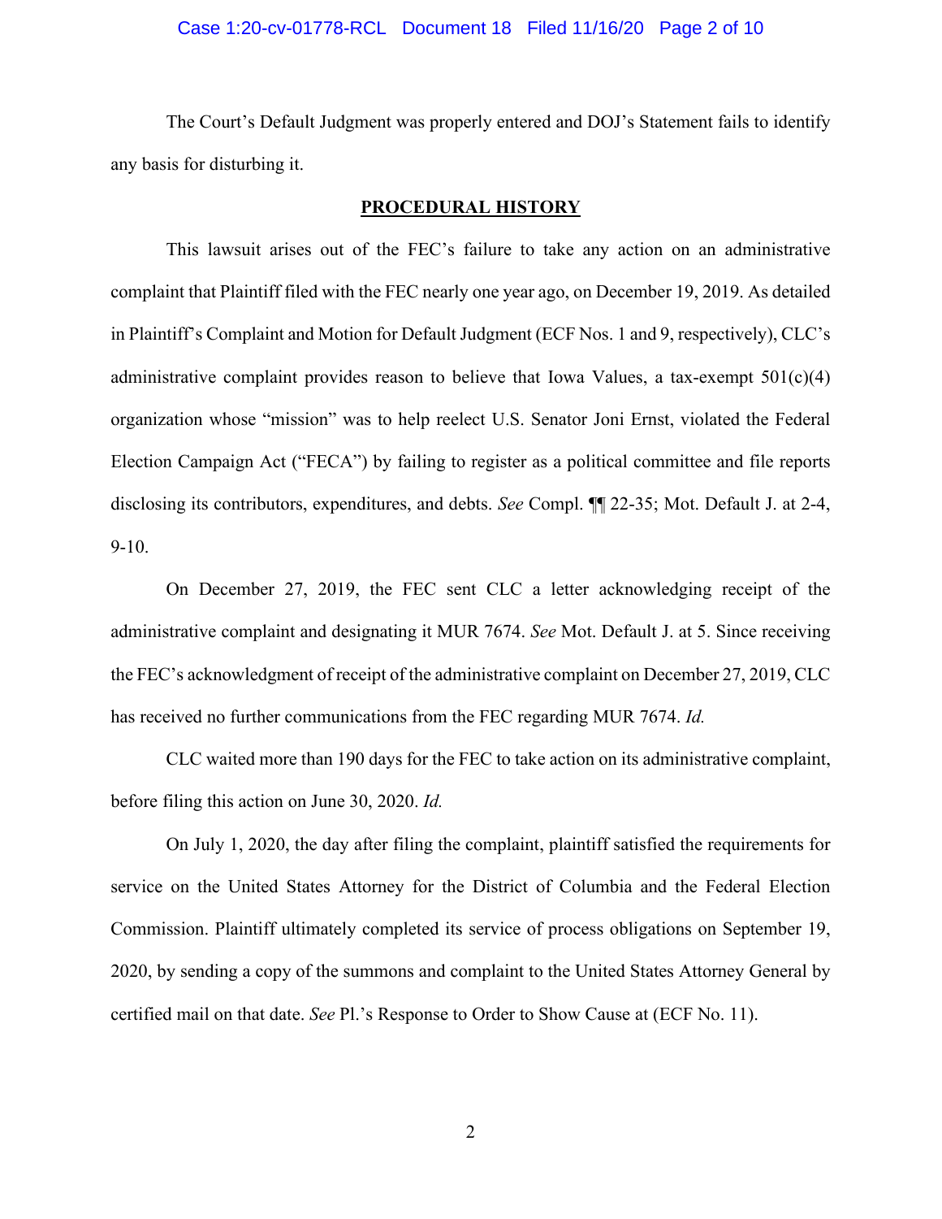The Court's Default Judgment was properly entered and DOJ's Statement fails to identify any basis for disturbing it.

## PROCEDURAL HISTORY

This lawsuit arises out of the FEC's failure to take any action on an administrative complaint that Plaintiff filed with the FEC nearly one year ago, on December 19, 2019. As detailed in Plaintiff's Complaint and Motion for Default Judgment (ECF Nos. 1 and 9, respectively), CLC's administrative complaint provides reason to believe that Iowa Values, a tax-exempt 501(c)(4) organization whose "mission" was to help reelect U.S. Senator Joni Ernst, violated the Federal Election Campaign Act ("FECA") by failing to register as a political committee and file reports disclosing its contributors, expenditures, and debts. *See* Compl. ¶¶ 22-35; Mot. Default J. at 2-4, 9-10.

On December 27, 2019, the FEC sent CLC a letter acknowledging receipt of the administrative complaint and designating it MUR 7674. *See* Mot. Default J. at 5. Since receiving the FEC's acknowledgment of receipt of the administrative complaint on December 27, 2019, CLC has received no further communications from the FEC regarding MUR 7674. *Id.*

CLC waited more than 190 days for the FEC to take action on its administrative complaint, before filing this action on June 30, 2020. *Id.*

On July 1, 2020, the day after filing the complaint, plaintiff satisfied the requirements for service on the United States Attorney for the District of Columbia and the Federal Election Commission. Plaintiff ultimately completed its service of process obligations on September 19, 2020, by sending a copy of the summons and complaint to the United States Attorney General by certified mail on that date. *See* Pl.'s Response to Order to Show Cause at (ECF No. 11).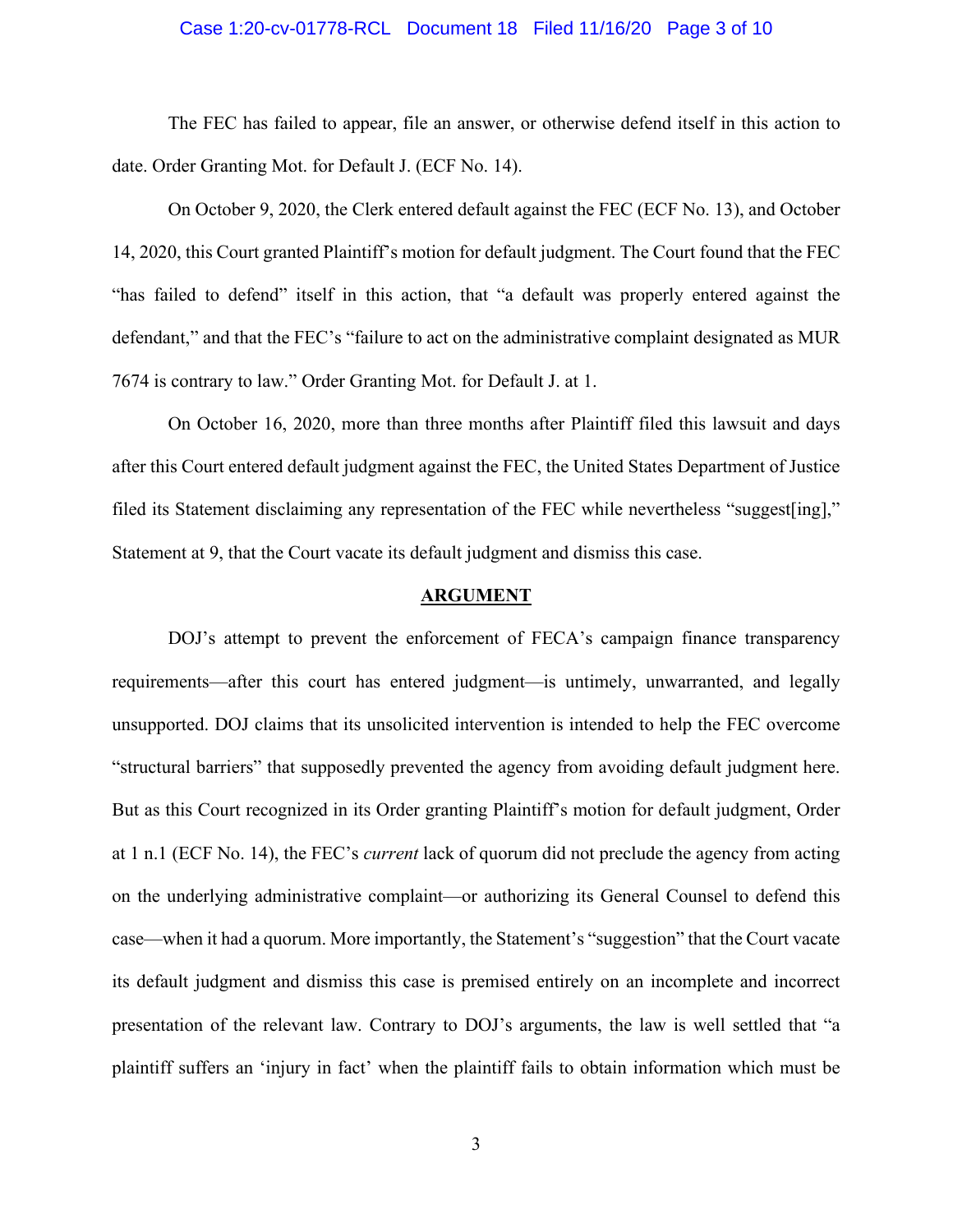The FEC has failed to appear, file an answer, or otherwise defend itself in this action to date. Order Granting Mot. for Default J. (ECF No. 14).

On October 9, 2020, the Clerk entered default against the FEC (ECF No. 13), and October 14, 2020, this Court granted Plaintiff's motion for default judgment. The Court found that the FEC "has failed to defend" itself in this action, that "a default was properly entered against the defendant," and that the FEC's "failure to act on the administrative complaint designated as MUR 7674 is contrary to law." Order Granting Mot. for Default J. at 1.

On October 16, 2020, more than three months after Plaintiff filed this lawsuit and days after this Court entered default judgment against the FEC, the United States Department of Justice filed its Statement disclaiming any representation of the FEC while nevertheless "suggest[ing]," Statement at 9, that the Court vacate its default judgment and dismiss this case.

## ARGUMENT

DOJ's attempt to prevent the enforcement of FECA's campaign finance transparency requirements—after this court has entered judgment—is untimely, unwarranted, and legally unsupported. DOJ claims that its unsolicited intervention is intended to help the FEC overcome "structural barriers" that supposedly prevented the agency from avoiding default judgment here. But as this Court recognized in its Order granting Plaintiff's motion for default judgment, Order at 1 n.1 (ECF No. 14), the FEC's *current* lack of quorum did not preclude the agency from acting on the underlying administrative complaint—or authorizing its General Counsel to defend this case—when it had a quorum. More importantly, the Statement's "suggestion" that the Court vacate its default judgment and dismiss this case is premised entirely on an incomplete and incorrect presentation of the relevant law. Contrary to DOJ's arguments, the law is well settled that "a plaintiff suffers an 'injury in fact' when the plaintiff fails to obtain information which must be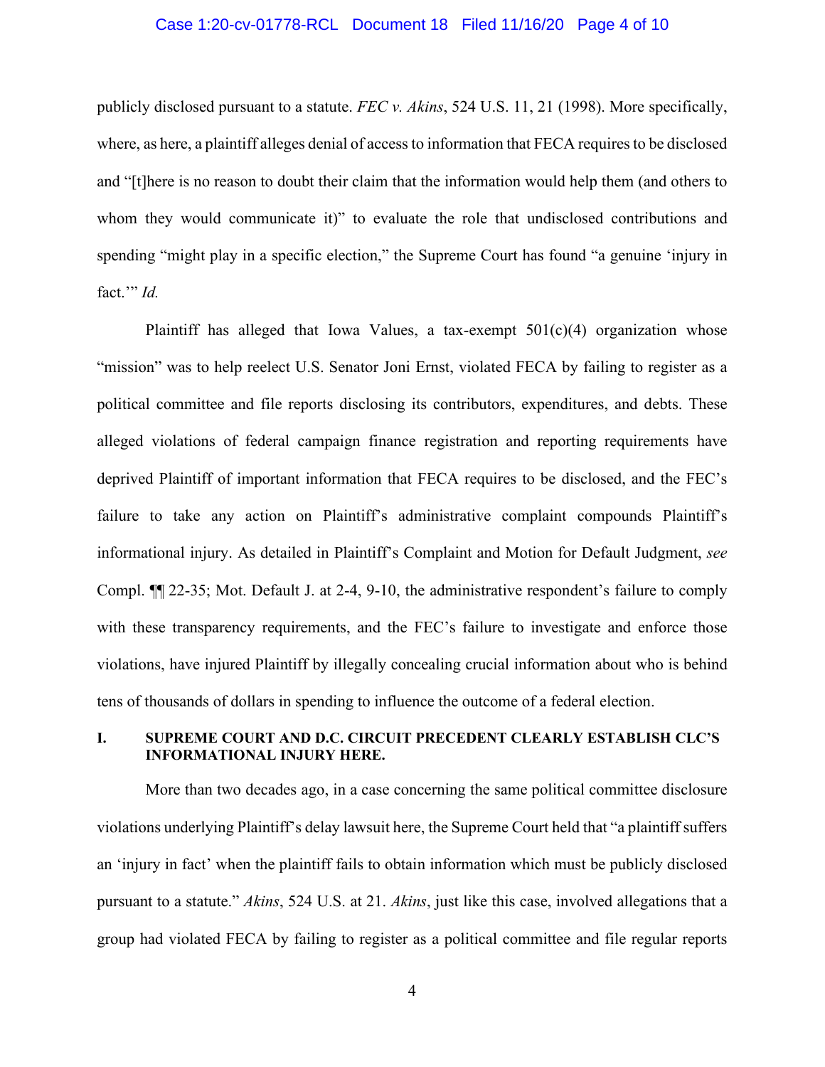publicly disclosed pursuant to a statute. *FEC v. Akins*, 524 U.S. 11, 21 (1998). More specifically, where, as here, a plaintiff alleges denial of access to information that FECA requires to be disclosed and "[t]here is no reason to doubt their claim that the information would help them (and others to whom they would communicate it)" to evaluate the role that undisclosed contributions and spending "might play in a specific election," the Supreme Court has found "a genuine 'injury in fact.'" *Id.*

Plaintiff has alleged that Iowa Values, a tax-exempt 501(c)(4) organization whose "mission" was to help reelect U.S. Senator Joni Ernst, violated FECA by failing to register as a political committee and file reports disclosing its contributors, expenditures, and debts. These alleged violations of federal campaign finance registration and reporting requirements have deprived Plaintiff of important information that FECA requires to be disclosed, and the FEC's failure to take any action on Plaintiff's administrative complaint compounds Plaintiff's informational injury. As detailed in Plaintiff's Complaint and Motion for Default Judgment, *see* Compl. ¶¶ 22-35; Mot. Default J. at 2-4, 9-10, the administrative respondent's failure to comply with these transparency requirements, and the FEC's failure to investigate and enforce those violations, have injured Plaintiff by illegally concealing crucial information about who is behind tens of thousands of dollars in spending to influence the outcome of a federal election.

## I. SUPREME COURT AND D.C. CIRCUIT PRECEDENT CLEARLY ESTABLISH CLC'S INFORMATIONAL INJURY HERE.

More than two decades ago, in a case concerning the same political committee disclosure violations underlying Plaintiff's delay lawsuit here, the Supreme Court held that "a plaintiff suffers an 'injury in fact' when the plaintiff fails to obtain information which must be publicly disclosed pursuant to a statute." *Akins*, 524 U.S. at 21. *Akins*, just like this case, involved allegations that a group had violated FECA by failing to register as a political committee and file regular reports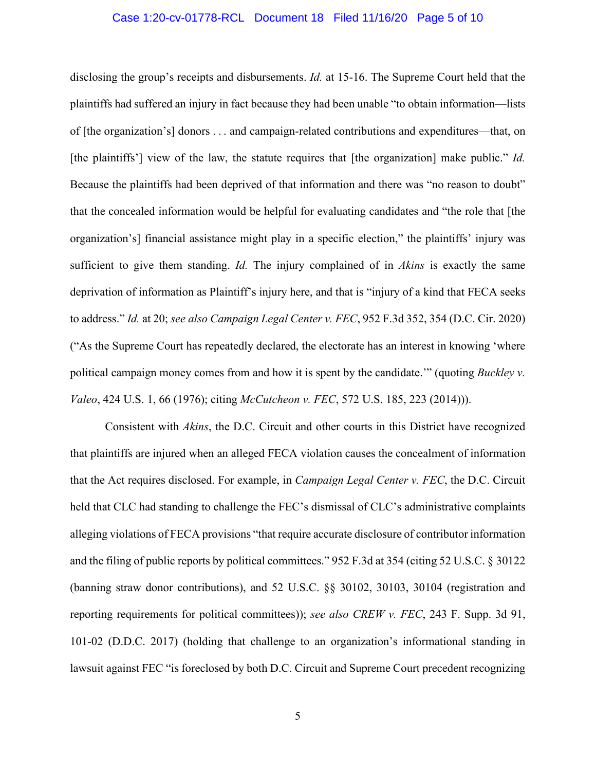disclosing the group's receipts and disbursements. *Id.* at 15-16. The Supreme Court held that the plaintiffs had suffered an injury in fact because they had been unable "to obtain information—lists of [the organization's] donors . . . and campaign-related contributions and expenditures—that, on [the plaintiffs'] view of the law, the statute requires that [the organization] make public." *Id.* Because the plaintiffs had been deprived of that information and there was "no reason to doubt" that the concealed information would be helpful for evaluating candidates and "the role that [the organization's] financial assistance might play in a specific election," the plaintiffs' injury was sufficient to give them standing. *Id.* The injury complained of in *Akins* is exactly the same deprivation of information as Plaintiff's injury here, and that is "injury of a kind that FECA seeks to address." *Id.* at 20; *see also Campaign Legal Center v. FEC*, 952 F.3d 352, 354 (D.C. Cir. 2020) ("As the Supreme Court has repeatedly declared, the electorate has an interest in knowing 'where political campaign money comes from and how it is spent by the candidate.'" (quoting *Buckley v. Valeo*, 424 U.S. 1, 66 (1976); citing *McCutcheon v. FEC*, 572 U.S. 185, 223 (2014))).

Consistent with *Akins*, the D.C. Circuit and other courts in this District have recognized that plaintiffs are injured when an alleged FECA violation causes the concealment of information that the Act requires disclosed. For example, in *Campaign Legal Center v. FEC*, the D.C. Circuit held that CLC had standing to challenge the FEC's dismissal of CLC's administrative complaints alleging violations of FECA provisions "that require accurate disclosure of contributor information and the filing of public reports by political committees." 952 F.3d at 354 (citing 52 U.S.C. § 30122 (banning straw donor contributions), and 52 U.S.C. §§ 30102, 30103, 30104 (registration and reporting requirements for political committees)); *see also CREW v. FEC*, 243 F. Supp. 3d 91, 101-02 (D.D.C. 2017) (holding that challenge to an organization's informational standing in lawsuit against FEC "is foreclosed by both D.C. Circuit and Supreme Court precedent recognizing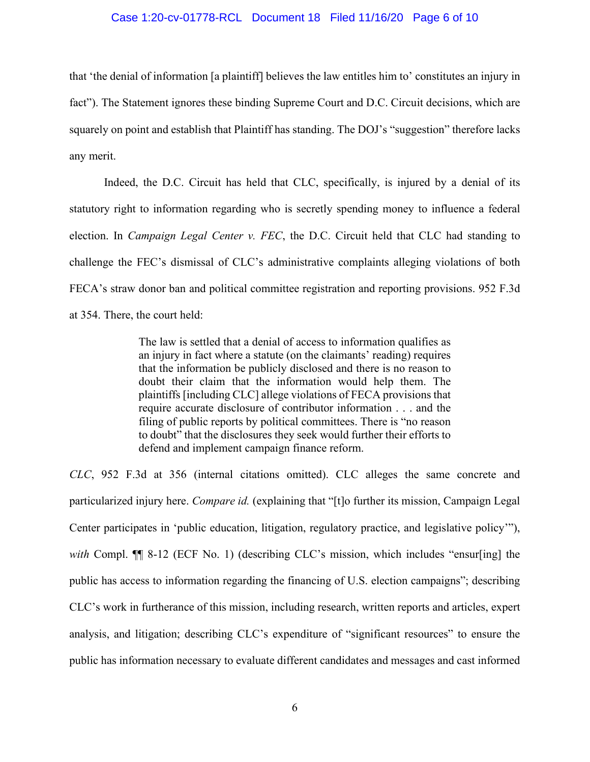that 'the denial of information [a plaintiff] believes the law entitles him to' constitutes an injury in fact"). The Statement ignores these binding Supreme Court and D.C. Circuit decisions, which are squarely on point and establish that Plaintiff has standing. The DOJ's "suggestion" therefore lacks any merit.

Indeed, the D.C. Circuit has held that CLC, specifically, is injured by a denial of its statutory right to information regarding who is secretly spending money to influence a federal election. In *Campaign Legal Center v. FEC*, the D.C. Circuit held that CLC had standing to challenge the FEC's dismissal of CLC's administrative complaints alleging violations of both FECA's straw donor ban and political committee registration and reporting provisions. 952 F.3d at 354. There, the court held:

> The law is settled that a denial of access to information qualifies as an injury in fact where a statute (on the claimants' reading) requires that the information be publicly disclosed and there is no reason to doubt their claim that the information would help them. The plaintiffs [including CLC] allege violations of FECA provisions that require accurate disclosure of contributor information . . . and the filing of public reports by political committees. There is "no reason to doubt" that the disclosures they seek would further their efforts to defend and implement campaign finance reform.

*CLC*, 952 F.3d at 356 (internal citations omitted). CLC alleges the same concrete and particularized injury here. *Compare id.* (explaining that "[t]o further its mission, Campaign Legal Center participates in 'public education, litigation, regulatory practice, and legislative policy'"), *with* Compl. ¶¶ 8-12 (ECF No. 1) (describing CLC's mission, which includes "ensur[ing] the public has access to information regarding the financing of U.S. election campaigns"; describing CLC's work in furtherance of this mission, including research, written reports and articles, expert analysis, and litigation; describing CLC's expenditure of "significant resources" to ensure the public has information necessary to evaluate different candidates and messages and cast informed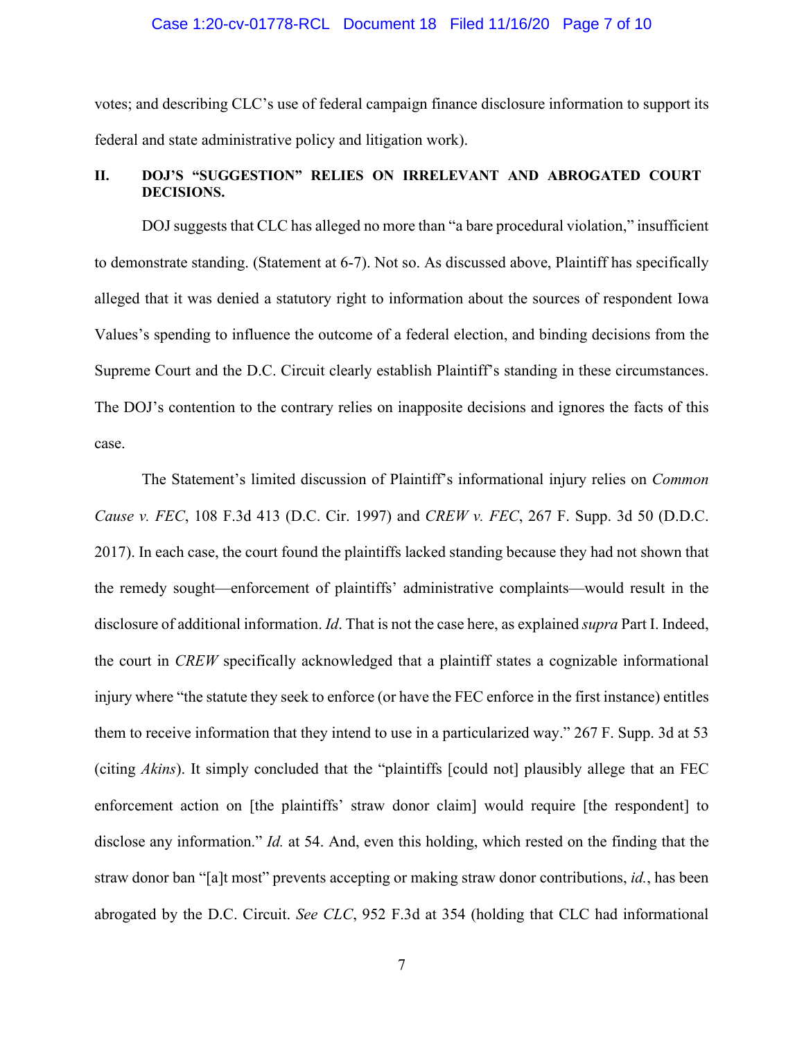votes; and describing CLC's use of federal campaign finance disclosure information to support its federal and state administrative policy and litigation work).

## II. DOJ'S "SUGGESTION" RELIES ON IRRELEVANT AND ABROGATED COURT DECISIONS.

DOJ suggests that CLC has alleged no more than "a bare procedural violation," insufficient to demonstrate standing. (Statement at 6-7). Not so. As discussed above, Plaintiff has specifically alleged that it was denied a statutory right to information about the sources of respondent Iowa Values's spending to influence the outcome of a federal election, and binding decisions from the Supreme Court and the D.C. Circuit clearly establish Plaintiff's standing in these circumstances. The DOJ's contention to the contrary relies on inapposite decisions and ignores the facts of this case.

The Statement's limited discussion of Plaintiff's informational injury relies on *Common Cause v. FEC*, 108 F.3d 413 (D.C. Cir. 1997) and *CREW v. FEC*, 267 F. Supp. 3d 50 (D.D.C. 2017). In each case, the court found the plaintiffs lacked standing because they had not shown that the remedy sought—enforcement of plaintiffs' administrative complaints—would result in the disclosure of additional information. *Id*. That is not the case here, as explained *supra* Part I. Indeed, the court in *CREW* specifically acknowledged that a plaintiff states a cognizable informational injury where "the statute they seek to enforce (or have the FEC enforce in the first instance) entitles them to receive information that they intend to use in a particularized way." 267 F. Supp. 3d at 53 (citing *Akins*). It simply concluded that the "plaintiffs [could not] plausibly allege that an FEC enforcement action on [the plaintiffs' straw donor claim] would require [the respondent] to disclose any information." *Id.* at 54. And, even this holding, which rested on the finding that the straw donor ban "[a]t most" prevents accepting or making straw donor contributions, *id.*, has been abrogated by the D.C. Circuit. *See CLC*, 952 F.3d at 354 (holding that CLC had informational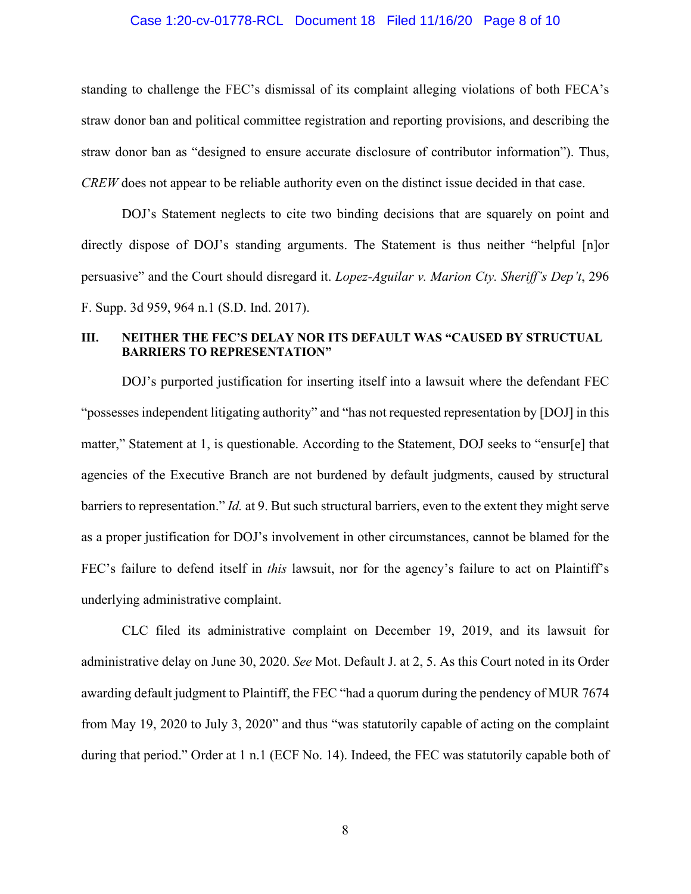standing to challenge the FEC's dismissal of its complaint alleging violations of both FECA's straw donor ban and political committee registration and reporting provisions, and describing the straw donor ban as "designed to ensure accurate disclosure of contributor information"). Thus, *CREW* does not appear to be reliable authority even on the distinct issue decided in that case.

DOJ's Statement neglects to cite two binding decisions that are squarely on point and directly dispose of DOJ's standing arguments. The Statement is thus neither "helpful [n]or persuasive" and the Court should disregard it. *Lopez-Aguilar v. Marion Cty. Sheriff's Dep't*, 296 F. Supp. 3d 959, 964 n.1 (S.D. Ind. 2017).

### III. NEITHER THE FEC'S DELAY NOR ITS DEFAULT WAS "CAUSED BY STRUCTURAL BARRIERS TO REPRESENTATION"

DOJ's purported justification for inserting itself into a lawsuit where the defendant FEC "possesses independent litigating authority" and "has not requested representation by [DOJ] in this matter," Statement at 1, is questionable. According to the Statement, DOJ seeks to "ensur[e] that agencies of the Executive Branch are not burdened by default judgments, caused by structural barriers to representation." *Id.* at 9. But such structural barriers, even to the extent they might serve as a proper justification for DOJ's involvement in other circumstances, cannot be blamed for the FEC's failure to defend itself in *this* lawsuit, nor for the agency's failure to act on Plaintiff's underlying administrative complaint.

CLC filed its administrative complaint on December 19, 2019, and its lawsuit for administrative delay on June 30, 2020. *See* Mot. Default J. at 2, 5. As this Court noted in its Order awarding default judgment to Plaintiff, the FEC "had a quorum during the pendency of MUR 7674 from May 19, 2020 to July 3, 2020" and thus "was statutorily capable of acting on the complaint during that period." Order at 1 n.1 (ECF No. 14). Indeed, the FEC was statutorily capable both of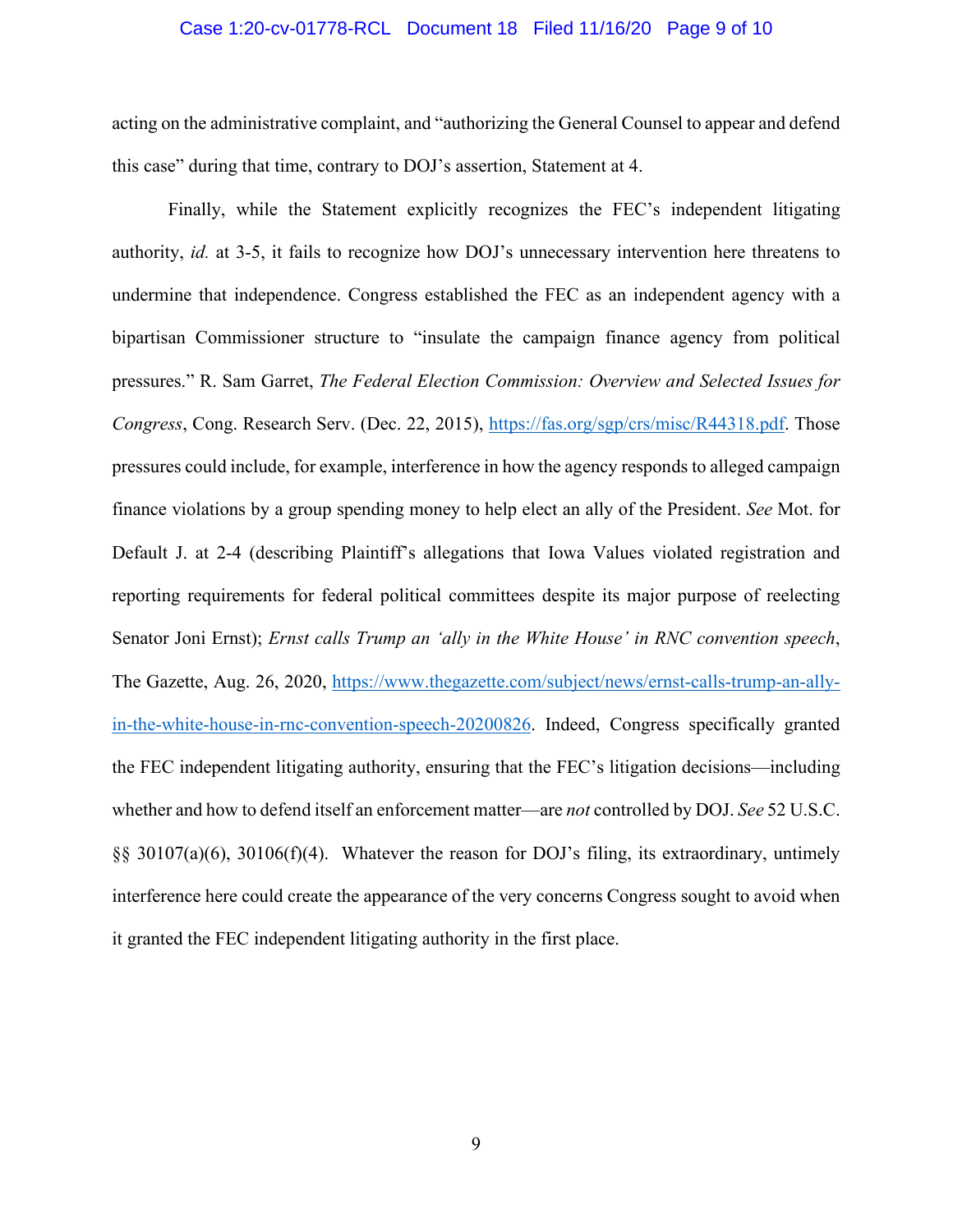acting on the administrative complaint, and "authorizing the General Counsel to appear and defend this case" during that time, contrary to DOJ's assertion, Statement at 4.

Finally, while the Statement explicitly recognizes the FEC's independent litigating authority, *id.* at 3-5, it fails to recognize how DOJ's unnecessary intervention here threatens to undermine that independence. Congress established the FEC as an independent agency with a bipartisan Commissioner structure to "insulate the campaign finance agency from political pressures." R. Sam Garret, *The Federal Election Commission: Overview and Selected Issues for Congress*, Cong. Research Serv. (Dec. 22, 2015), https://fas.org/sgp/crs/misc/R44318.pdf. Those pressures could include, for example, interference in how the agency responds to alleged campaign finance violations by a group spending money to help elect an ally of the President. *See* Mot. for Default J. at 2-4 (describing Plaintiff's allegations that Iowa Values violated registration and reporting requirements for federal political committees despite its major purpose of reelecting Senator Joni Ernst); *Ernst calls Trump an 'ally in the White House' in RNC convention speech*, The Gazette, Aug. 26, 2020, https://www.thegazette.com/subject/news/ernst-calls-trump-an-ally-in-the-white-house-in-rnc-convention-speech-20200826. Indeed, Congress specifically granted the FEC independent litigating authority, ensuring that the FEC's litigation decisions—including whether and how to defend itself an enforcement matter—are *not* controlled by DOJ. *See* 52 U.S.C. §§ 30107(a)(6), 30106(f)(4). Whatever the reason for DOJ's filing, its extraordinary, untimely interference here could create the appearance of the very concerns Congress sought to avoid when it granted the FEC independent litigating authority in the first place.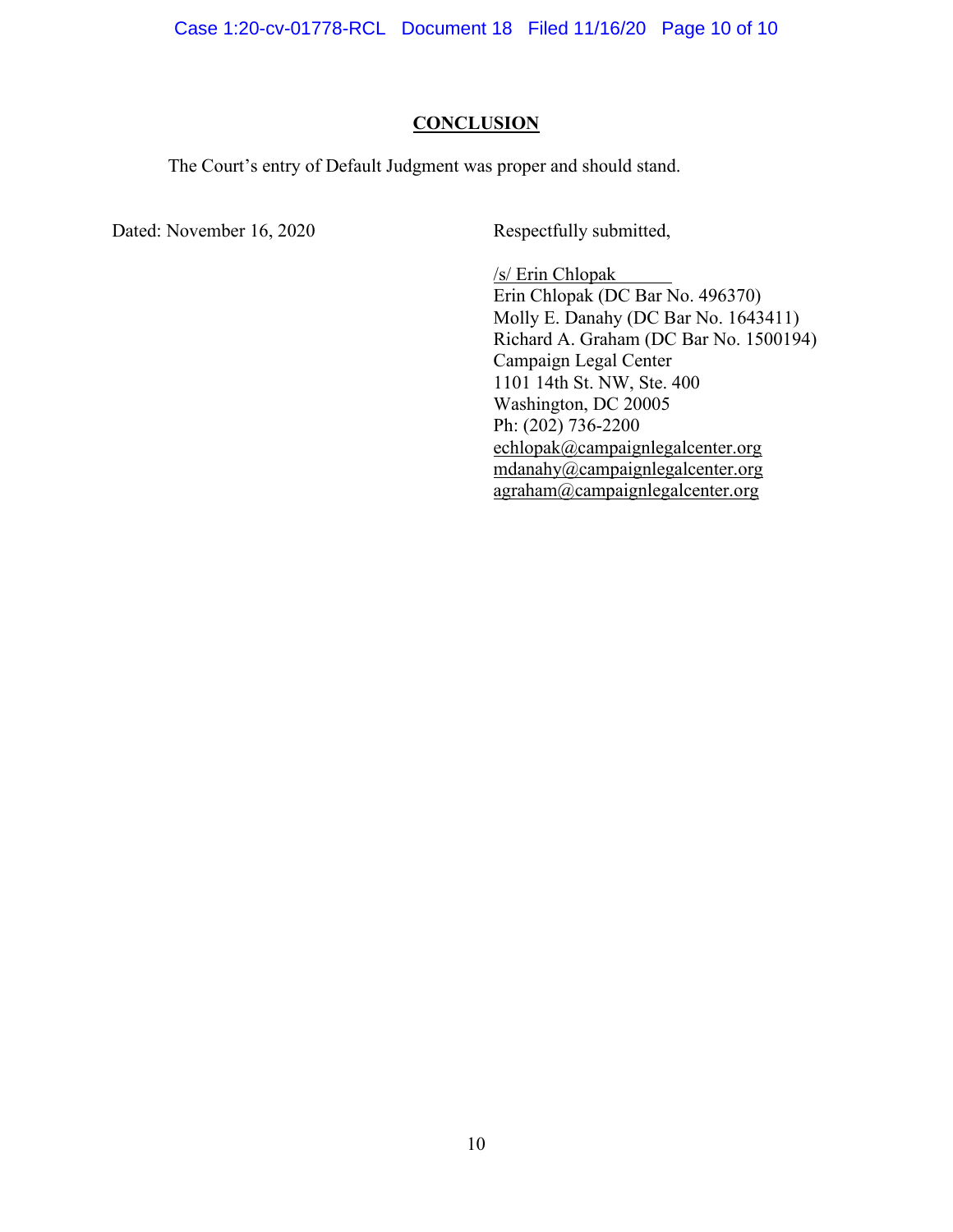## CONCLUSION

The Court's entry of Default Judgment was proper and should stand.

Dated: November 16, 2020

Respectfully submitted,

/s/ Erin Chlopak
Erin Chlopak (DC Bar No. 496370)
Molly E. Danahy (DC Bar No. 1643411)
Richard A. Graham (DC Bar No. 1500194)
Campaign Legal Center
1101 14th St. NW, Ste. 400
Washington, DC 20005
Ph: (202) 736-2200
echlopak@campaignlegalcenter.org
mdanahy@campaignlegalcenter.org
agraham@campaignlegalcenter.org